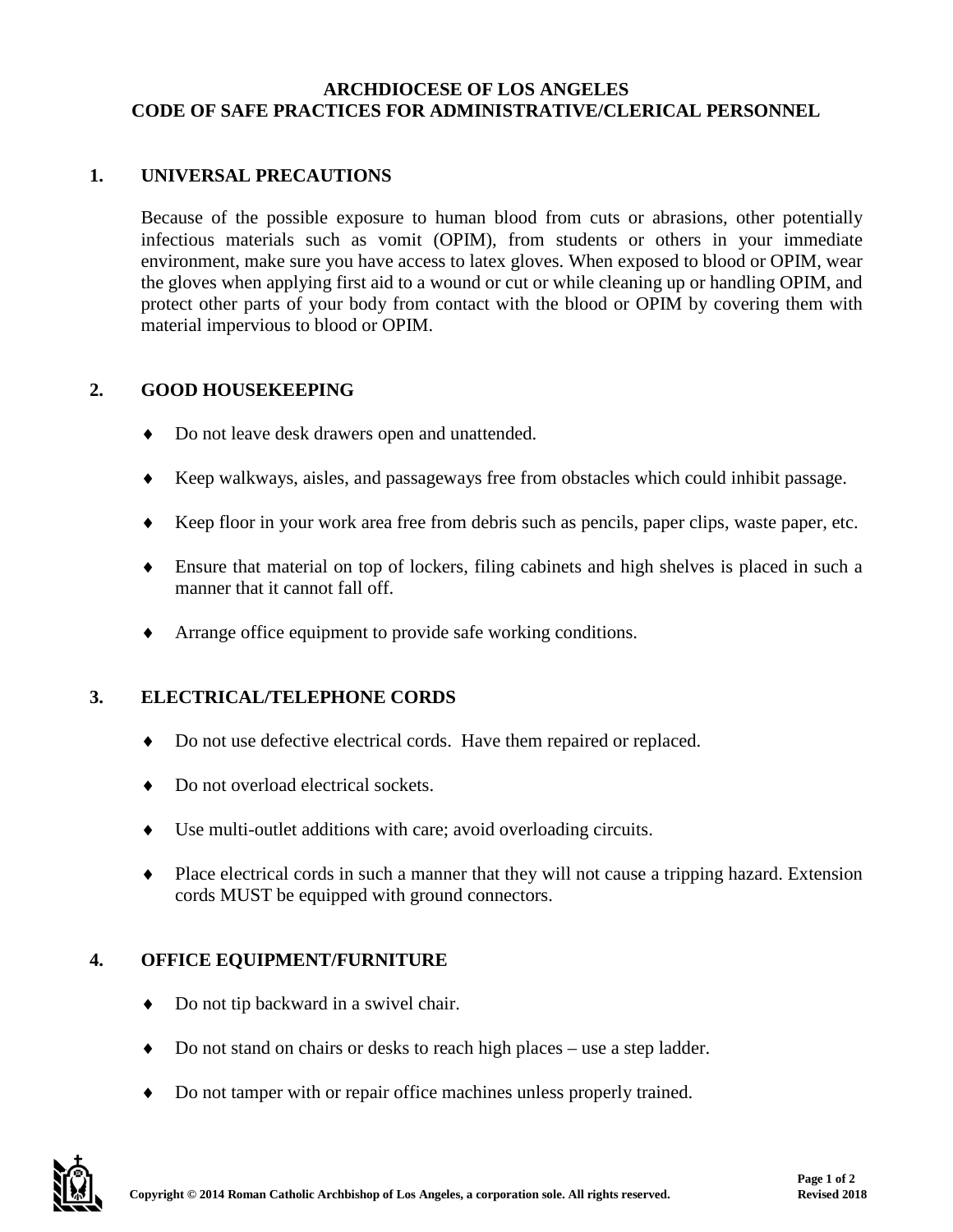# ARCHDIOCESE OF LOS ANGELES
# CODE OF SAFE PRACTICES FOR ADMINISTRATIVE/CLERICAL PERSONNEL

## 1. UNIVERSAL PRECAUTIONS

Because of the possible exposure to human blood from cuts or abrasions, other potentially infectious materials such as vomit (OPIM), from students or others in your immediate environment, make sure you have access to latex gloves. When exposed to blood or OPIM, wear the gloves when applying first aid to a wound or cut or while cleaning up or handling OPIM, and protect other parts of your body from contact with the blood or OPIM by covering them with material impervious to blood or OPIM.

## 2. GOOD HOUSEKEEPING

- Do not leave desk drawers open and unattended.
- Keep walkways, aisles, and passageways free from obstacles which could inhibit passage.
- Keep floor in your work area free from debris such as pencils, paper clips, waste paper, etc.
- Ensure that material on top of lockers, filing cabinets and high shelves is placed in such a manner that it cannot fall off.
- Arrange office equipment to provide safe working conditions.

## 3. ELECTRICAL/TELEPHONE CORDS

- Do not use defective electrical cords. Have them repaired or replaced.
- Do not overload electrical sockets.
- Use multi-outlet additions with care; avoid overloading circuits.
- Place electrical cords in such a manner that they will not cause a tripping hazard. Extension cords MUST be equipped with ground connectors.

## 4. OFFICE EQUIPMENT/FURNITURE

- Do not tip backward in a swivel chair.
- Do not stand on chairs or desks to reach high places – use a step ladder.
- Do not tamper with or repair office machines unless properly trained.

**Copyright © 2014 Roman Catholic Archbishop of Los Angeles, a corporation sole. All rights reserved.**

**Revised 2018**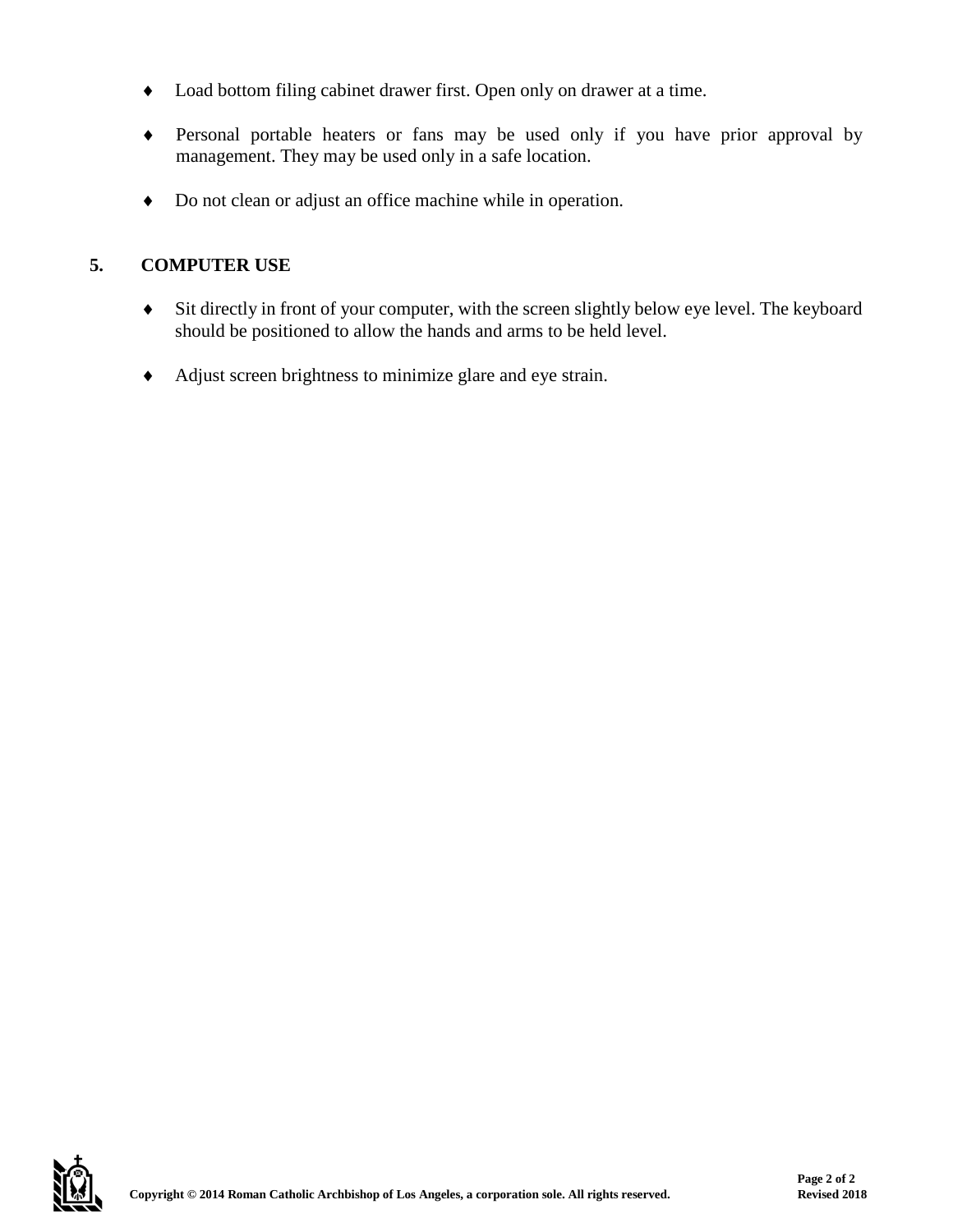- Load bottom filing cabinet drawer first. Open only on drawer at a time.

- Personal portable heaters or fans may be used only if you have prior approval by management. They may be used only in a safe location.

- Do not clean or adjust an office machine while in operation.

## 5. COMPUTER USE

- Sit directly in front of your computer, with the screen slightly below eye level. The keyboard should be positioned to allow the hands and arms to be held level.

- Adjust screen brightness to minimize glare and eye strain.

**Copyright © 2014 Roman Catholic Archbishop of Los Angeles, a corporation sole. All rights reserved.**

**Revised 2018**